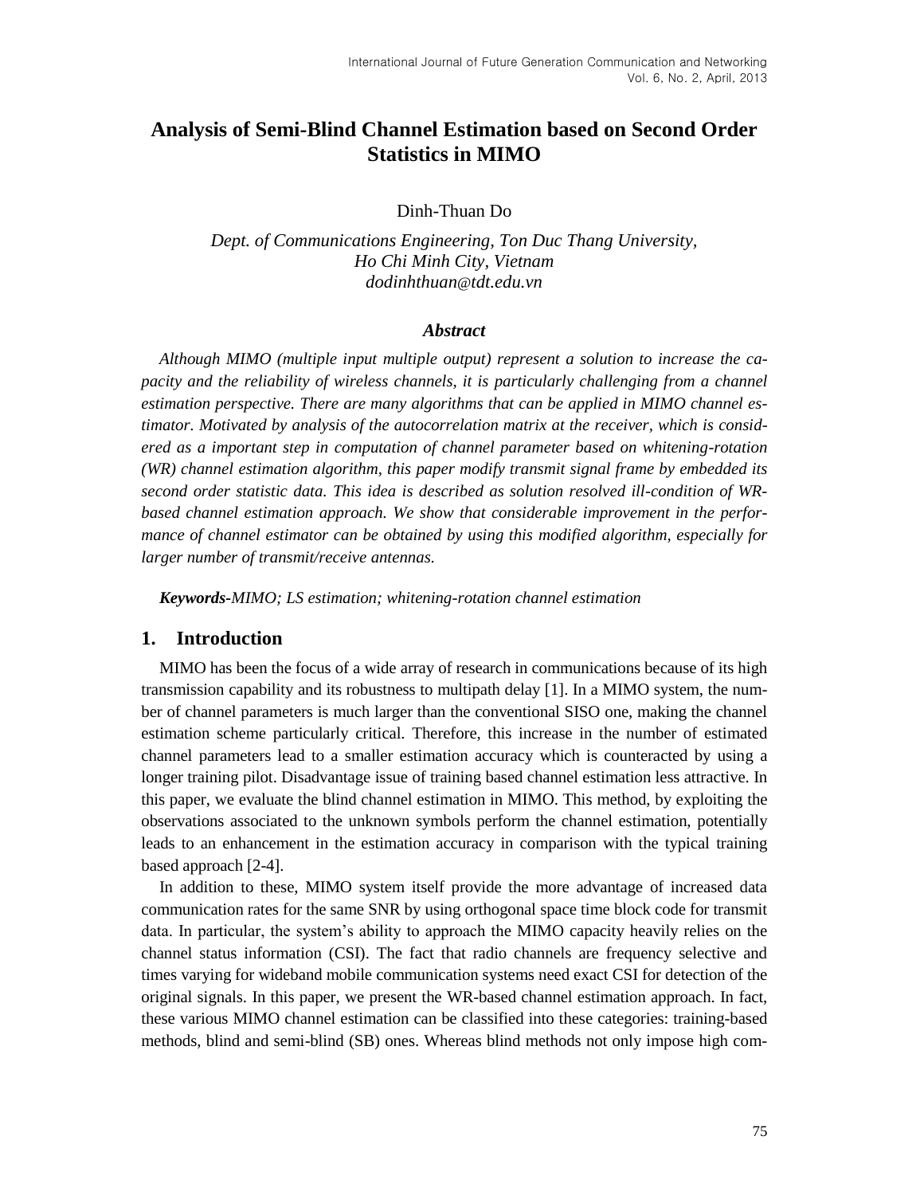# Analysis of Semi-Blind Channel Estimation based on Second Order Statistics in MIMO

Dinh-Thuan Do

*Dept. of Communications Engineering, Ton Duc Thang University, Ho Chi Minh City, Vietnam*
*dodinhthuan@tdt.edu.vn*

### *Abstract*

*Although MIMO (multiple input multiple output) represent a solution to increase the capacity and the reliability of wireless channels, it is particularly challenging from a channel estimation perspective. There are many algorithms that can be applied in MIMO channel estimator. Motivated by analysis of the autocorrelation matrix at the receiver, which is considered as a important step in computation of channel parameter based on whitening-rotation (WR) channel estimation algorithm, this paper modify transmit signal frame by embedded its second order statistic data. This idea is described as solution resolved ill-condition of WR-based channel estimation approach. We show that considerable improvement in the performance of channel estimator can be obtained by using this modified algorithm, especially for larger number of transmit/receive antennas.*

***Keywords-****MIMO; LS estimation; whitening-rotation channel estimation*

## 1. Introduction

MIMO has been the focus of a wide array of research in communications because of its high transmission capability and its robustness to multipath delay [1]. In a MIMO system, the number of channel parameters is much larger than the conventional SISO one, making the channel estimation scheme particularly critical. Therefore, this increase in the number of estimated channel parameters lead to a smaller estimation accuracy which is counteracted by using a longer training pilot. Disadvantage issue of training based channel estimation less attractive. In this paper, we evaluate the blind channel estimation in MIMO. This method, by exploiting the observations associated to the unknown symbols perform the channel estimation, potentially leads to an enhancement in the estimation accuracy in comparison with the typical training based approach [2-4].

In addition to these, MIMO system itself provide the more advantage of increased data communication rates for the same SNR by using orthogonal space time block code for transmit data. In particular, the system's ability to approach the MIMO capacity heavily relies on the channel status information (CSI). The fact that radio channels are frequency selective and times varying for wideband mobile communication systems need exact CSI for detection of the original signals. In this paper, we present the WR-based channel estimation approach. In fact, these various MIMO channel estimation can be classified into these categories: training-based methods, blind and semi-blind (SB) ones. Whereas blind methods not only impose high com-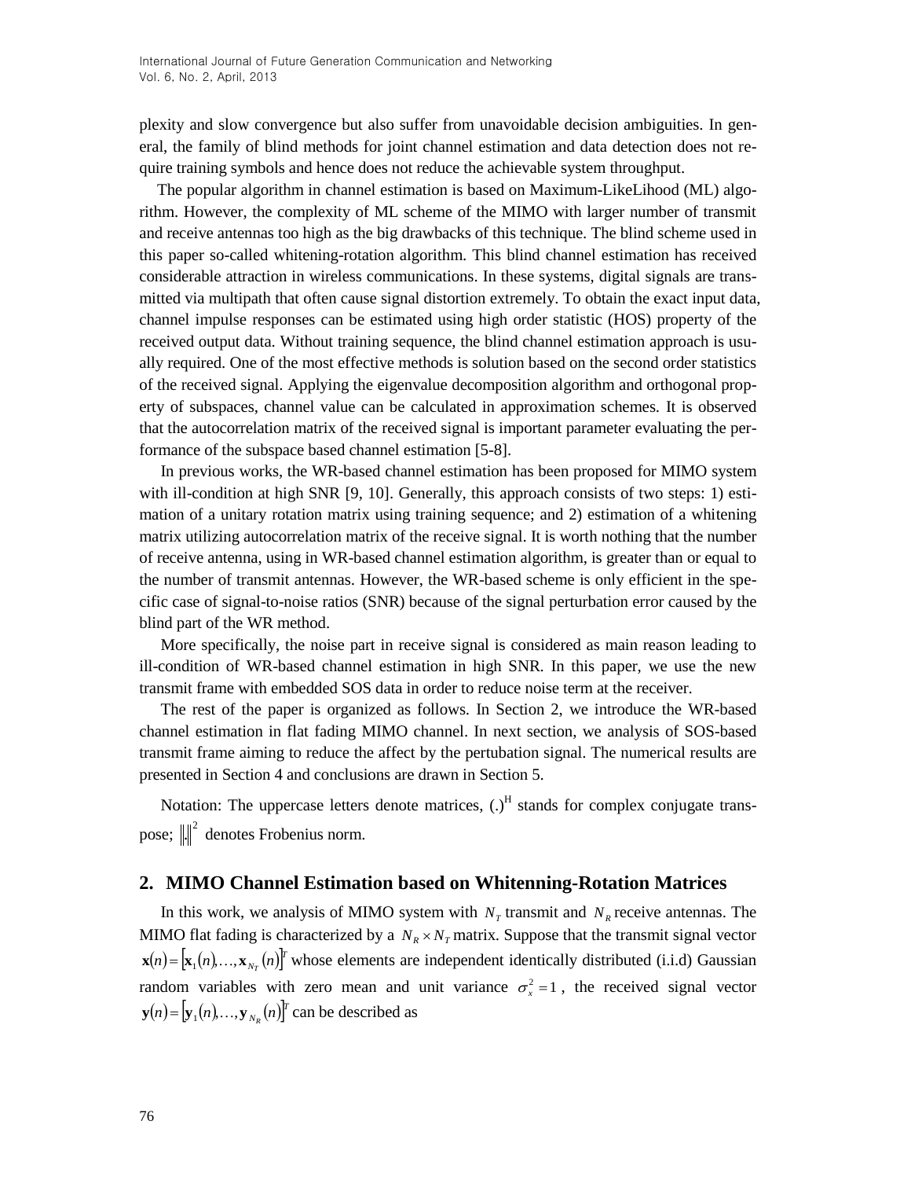plexity and slow convergence but also suffer from unavoidable decision ambiguities. In general, the family of blind methods for joint channel estimation and data detection does not require training symbols and hence does not reduce the achievable system throughput.

The popular algorithm in channel estimation is based on Maximum-LikeLihood (ML) algorithm. However, the complexity of ML scheme of the MIMO with larger number of transmit and receive antennas too high as the big drawbacks of this technique. The blind scheme used in this paper so-called whitening-rotation algorithm. This blind channel estimation has received considerable attraction in wireless communications. In these systems, digital signals are transmitted via multipath that often cause signal distortion extremely. To obtain the exact input data, channel impulse responses can be estimated using high order statistic (HOS) property of the received output data. Without training sequence, the blind channel estimation approach is usually required. One of the most effective methods is solution based on the second order statistics of the received signal. Applying the eigenvalue decomposition algorithm and orthogonal property of subspaces, channel value can be calculated in approximation schemes. It is observed that the autocorrelation matrix of the received signal is important parameter evaluating the performance of the subspace based channel estimation [5-8].

In previous works, the WR-based channel estimation has been proposed for MIMO system with ill-condition at high SNR [9, 10]. Generally, this approach consists of two steps: 1) estimation of a unitary rotation matrix using training sequence; and 2) estimation of a whitening matrix utilizing autocorrelation matrix of the receive signal. It is worth nothing that the number of receive antenna, using in WR-based channel estimation algorithm, is greater than or equal to the number of transmit antennas. However, the WR-based scheme is only efficient in the specific case of signal-to-noise ratios (SNR) because of the signal perturbation error caused by the blind part of the WR method.

More specifically, the noise part in receive signal is considered as main reason leading to ill-condition of WR-based channel estimation in high SNR. In this paper, we use the new transmit frame with embedded SOS data in order to reduce noise term at the receiver.

The rest of the paper is organized as follows. In Section 2, we introduce the WR-based channel estimation in flat fading MIMO channel. In next section, we analysis of SOS-based transmit frame aiming to reduce the affect by the pertubation signal. The numerical results are presented in Section 4 and conclusions are drawn in Section 5.

Notation: The uppercase letters denote matrices, $(.)^{H}$ stands for complex conjugate transpose; $\|.\|^2$ denotes Frobenius norm.

## 2. MIMO Channel Estimation based on Whitenning-Rotation Matrices

In this work, we analysis of MIMO system with $N_T$ transmit and $N_R$ receive antennas. The MIMO flat fading is characterized by a $N_R \times N_T$ matrix. Suppose that the transmit signal vector $\mathbf{x}(n) = [\mathbf{x}_1(n), \ldots, \mathbf{x}_{N_T}(n)]^T$ whose elements are independent identically distributed (i.i.d) Gaussian random variables with zero mean and unit variance $\sigma_x^2 = 1$, the received signal vector $\mathbf{y}(n) = [\mathbf{y}_1(n), \ldots, \mathbf{y}_{N_R}(n)]^T$ can be described as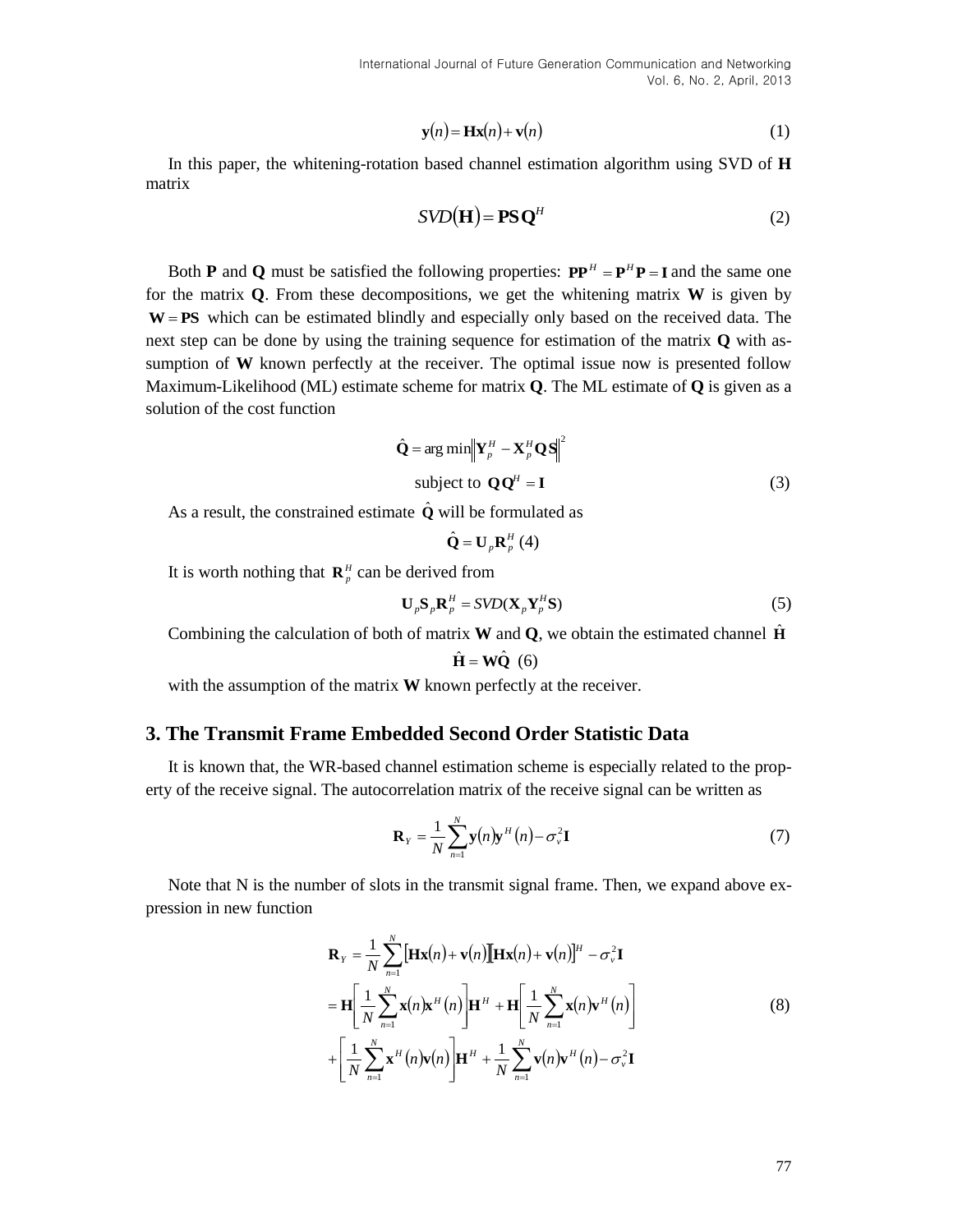$$\mathbf{y}(n) = \mathbf{H}\mathbf{x}(n) + \mathbf{v}(n) \tag{1}$$

In this paper, the whitening-rotation based channel estimation algorithm using SVD of **H** matrix

$$SVD(\mathbf{H}) = \mathbf{P}\mathbf{S}\mathbf{Q}^H \tag{2}$$

Both **P** and **Q** must be satisfied the following properties: $\mathbf{P}\mathbf{P}^H = \mathbf{P}^H\mathbf{P} = \mathbf{I}$ and the same one for the matrix **Q**. From these decompositions, we get the whitening matrix **W** is given by $\mathbf{W} = \mathbf{P}\mathbf{S}$ which can be estimated blindly and especially only based on the received data. The next step can be done by using the training sequence for estimation of the matrix **Q** with assumption of **W** known perfectly at the receiver. The optimal issue now is presented follow Maximum-Likelihood (ML) estimate scheme for matrix **Q**. The ML estimate of **Q** is given as a solution of the cost function

$$\hat{\mathbf{Q}} = \arg\min \left\| \mathbf{Y}_p^H - \mathbf{X}_p^H \mathbf{Q}\mathbf{S} \right\|^2$$
$$\text{subject to } \mathbf{Q}\mathbf{Q}^H = \mathbf{I} \tag{3}$$

As a result, the constrained estimate $\hat{\mathbf{Q}}$ will be formulated as

$$\hat{\mathbf{Q}} = \mathbf{U}_p \mathbf{R}_p^H \tag{4}$$

It is worth nothing that $\mathbf{R}_p^H$ can be derived from

$$\mathbf{U}_p \mathbf{S}_p \mathbf{R}_p^H = SVD(\mathbf{X}_p \mathbf{Y}_p^H \mathbf{S}) \tag{5}$$

Combining the calculation of both of matrix **W** and **Q**, we obtain the estimated channel $\hat{\mathbf{H}}$

$$\hat{\mathbf{H}} = \mathbf{W}\hat{\mathbf{Q}} \tag{6}$$

with the assumption of the matrix **W** known perfectly at the receiver.

## 3. The Transmit Frame Embedded Second Order Statistic Data

It is known that, the WR-based channel estimation scheme is especially related to the property of the receive signal. The autocorrelation matrix of the receive signal can be written as

$$\mathbf{R}_Y = \frac{1}{N}\sum_{n=1}^{N} \mathbf{y}(n)\mathbf{y}^H(n) - \sigma_v^2 \mathbf{I} \tag{7}$$

Note that N is the number of slots in the transmit signal frame. Then, we expand above expression in new function

$$\begin{aligned}
\mathbf{R}_Y &= \frac{1}{N}\sum_{n=1}^{N} [\mathbf{H}\mathbf{x}(n) + \mathbf{v}(n)][\mathbf{H}\mathbf{x}(n) + \mathbf{v}(n)]^H - \sigma_v^2 \mathbf{I} \\
&= \mathbf{H}\left[\frac{1}{N}\sum_{n=1}^{N} \mathbf{x}(n)\mathbf{x}^H(n)\right]\mathbf{H}^H + \mathbf{H}\left[\frac{1}{N}\sum_{n=1}^{N} \mathbf{x}(n)\mathbf{v}^H(n)\right] \\
&+ \left[\frac{1}{N}\sum_{n=1}^{N} \mathbf{x}^H(n)\mathbf{v}(n)\right]\mathbf{H}^H + \frac{1}{N}\sum_{n=1}^{N} \mathbf{v}(n)\mathbf{v}^H(n) - \sigma_v^2 \mathbf{I}
\end{aligned} \tag{8}$$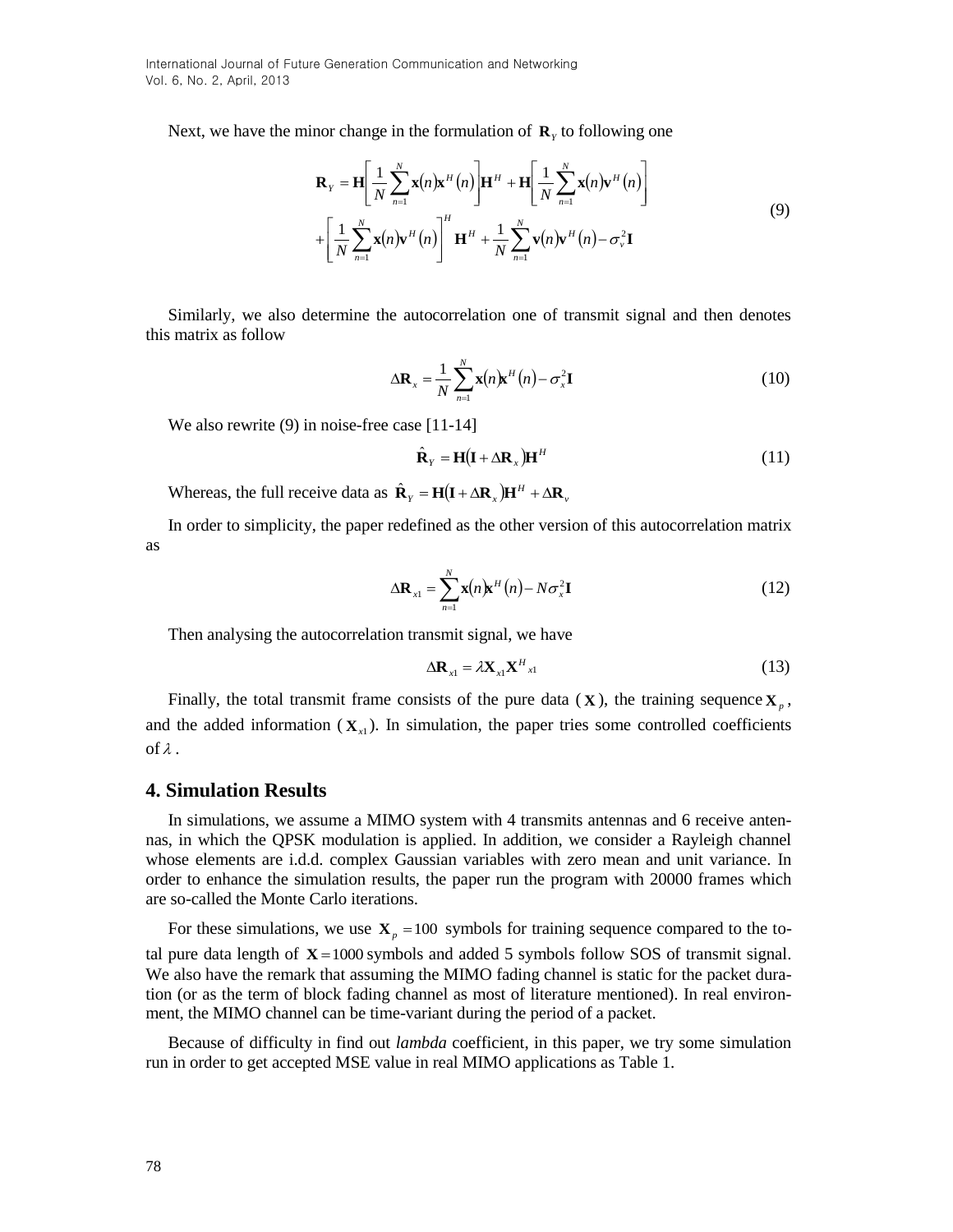Next, we have the minor change in the formulation of $\mathbf{R}_Y$ to following one

$$\mathbf{R}_Y = \mathbf{H}\left[\frac{1}{N}\sum_{n=1}^{N}\mathbf{x}(n)\mathbf{x}^H(n)\right]\mathbf{H}^H + \mathbf{H}\left[\frac{1}{N}\sum_{n=1}^{N}\mathbf{x}(n)\mathbf{v}^H(n)\right] + \left[\frac{1}{N}\sum_{n=1}^{N}\mathbf{x}(n)\mathbf{v}^H(n)\right]^H \mathbf{H}^H + \frac{1}{N}\sum_{n=1}^{N}\mathbf{v}(n)\mathbf{v}^H(n) - \sigma_v^2\mathbf{I} \tag{9}$$

Similarly, we also determine the autocorrelation one of transmit signal and then denotes this matrix as follow

$$\Delta\mathbf{R}_x = \frac{1}{N}\sum_{n=1}^{N}\mathbf{x}(n)\mathbf{x}^H(n) - \sigma_x^2\mathbf{I} \tag{10}$$

We also rewrite (9) in noise-free case [11-14]

$$\hat{\mathbf{R}}_Y = \mathbf{H}(\mathbf{I} + \Delta\mathbf{R}_x)\mathbf{H}^H \tag{11}$$

Whereas, the full receive data as $\hat{\mathbf{R}}_Y = \mathbf{H}(\mathbf{I} + \Delta\mathbf{R}_x)\mathbf{H}^H + \Delta\mathbf{R}_v$

In order to simplicity, the paper redefined as the other version of this autocorrelation matrix as

$$\Delta\mathbf{R}_{x1} = \sum_{n=1}^{N}\mathbf{x}(n)\mathbf{x}^H(n) - N\sigma_x^2\mathbf{I} \tag{12}$$

Then analysing the autocorrelation transmit signal, we have

$$\Delta\mathbf{R}_{x1} = \lambda\mathbf{X}_{x1}\mathbf{X}^H{}_{x1} \tag{13}$$

Finally, the total transmit frame consists of the pure data ($\mathbf{X}$), the training sequence $\mathbf{X}_p$, and the added information ($\mathbf{X}_{x1}$). In simulation, the paper tries some controlled coefficients of $\lambda$.

## 4. Simulation Results

In simulations, we assume a MIMO system with 4 transmits antennas and 6 receive antennas, in which the QPSK modulation is applied. In addition, we consider a Rayleigh channel whose elements are i.d.d. complex Gaussian variables with zero mean and unit variance. In order to enhance the simulation results, the paper run the program with 20000 frames which are so-called the Monte Carlo iterations.

For these simulations, we use $\mathbf{X}_p = 100$ symbols for training sequence compared to the total pure data length of $\mathbf{X} = 1000$ symbols and added 5 symbols follow SOS of transmit signal. We also have the remark that assuming the MIMO fading channel is static for the packet duration (or as the term of block fading channel as most of literature mentioned). In real environment, the MIMO channel can be time-variant during the period of a packet.

Because of difficulty in find out *lambda* coefficient, in this paper, we try some simulation run in order to get accepted MSE value in real MIMO applications as Table 1.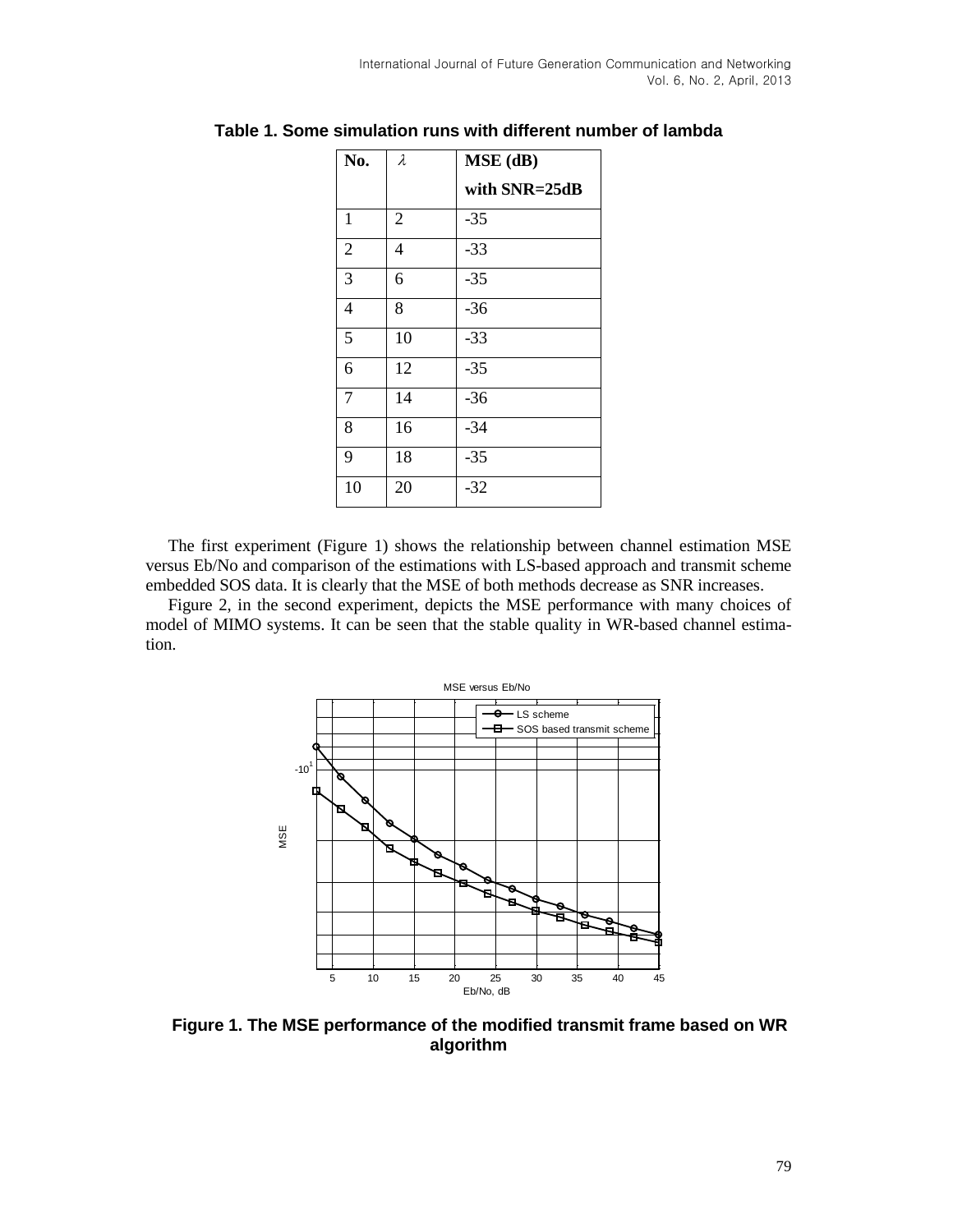**Table 1. Some simulation runs with different number of lambda**

| No. | $\lambda$ | MSE (dB) with SNR=25dB |
|---|---|---|
| 1 | 2 | -35 |
| 2 | 4 | -33 |
| 3 | 6 | -35 |
| 4 | 8 | -36 |
| 5 | 10 | -33 |
| 6 | 12 | -35 |
| 7 | 14 | -36 |
| 8 | 16 | -34 |
| 9 | 18 | -35 |
| 10 | 20 | -32 |

The first experiment (Figure 1) shows the relationship between channel estimation MSE versus Eb/No and comparison of the estimations with LS-based approach and transmit scheme embedded SOS data. It is clearly that the MSE of both methods decrease as SNR increases.

Figure 2, in the second experiment, depicts the MSE performance with many choices of model of MIMO systems. It can be seen that the stable quality in WR-based channel estimation.

**Figure 1. The MSE performance of the modified transmit frame based on WR algorithm**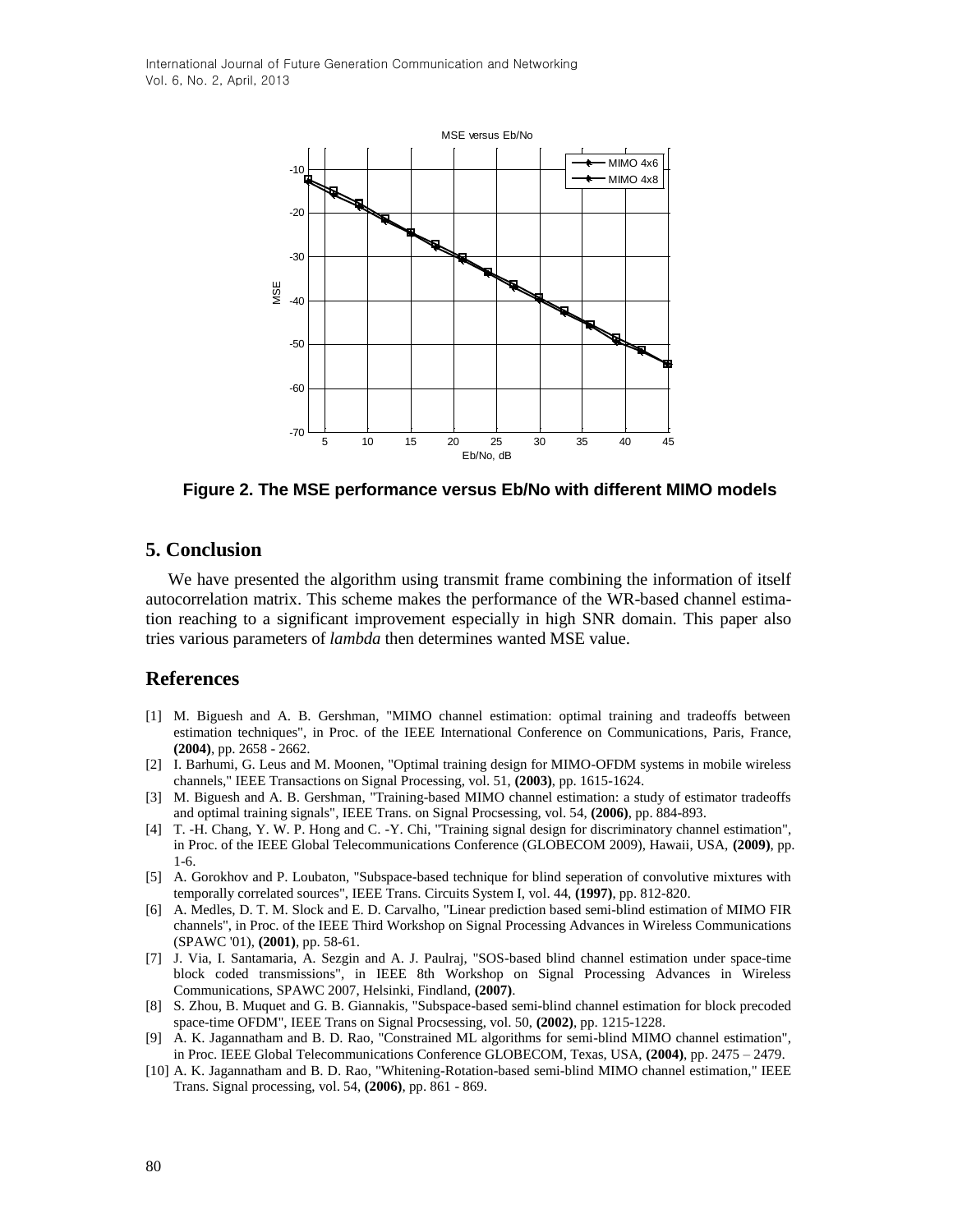Figure 2. The MSE performance versus Eb/No with different MIMO models

## 5. Conclusion

We have presented the algorithm using transmit frame combining the information of itself autocorrelation matrix. This scheme makes the performance of the WR-based channel estimation reaching to a significant improvement especially in high SNR domain. This paper also tries various parameters of *lambda* then determines wanted MSE value.

## References

[1] M. Biguesh and A. B. Gershman, "MIMO channel estimation: optimal training and tradeoffs between estimation techniques", in Proc. of the IEEE International Conference on Communications, Paris, France, **(2004)**, pp. 2658 - 2662.

[2] I. Barhumi, G. Leus and M. Moonen, "Optimal training design for MIMO-OFDM systems in mobile wireless channels," IEEE Transactions on Signal Processing, vol. 51, **(2003)**, pp. 1615-1624.

[3] M. Biguesh and A. B. Gershman, "Training-based MIMO channel estimation: a study of estimator tradeoffs and optimal training signals", IEEE Trans. on Signal Procsessing, vol. 54, **(2006)**, pp. 884-893.

[4] T. -H. Chang, Y. W. P. Hong and C. -Y. Chi, "Training signal design for discriminatory channel estimation", in Proc. of the IEEE Global Telecommunications Conference (GLOBECOM 2009), Hawaii, USA, **(2009)**, pp. 1-6.

[5] A. Gorokhov and P. Loubaton, "Subspace-based technique for blind seperation of convolutive mixtures with temporally correlated sources", IEEE Trans. Circuits System I, vol. 44, **(1997)**, pp. 812-820.

[6] A. Medles, D. T. M. Slock and E. D. Carvalho, "Linear prediction based semi-blind estimation of MIMO FIR channels", in Proc. of the IEEE Third Workshop on Signal Processing Advances in Wireless Communications (SPAWC '01), **(2001)**, pp. 58-61.

[7] J. Via, I. Santamaria, A. Sezgin and A. J. Paulraj, "SOS-based blind channel estimation under space-time block coded transmissions", in IEEE 8th Workshop on Signal Processing Advances in Wireless Communications, SPAWC 2007, Helsinki, Findland, **(2007)**.

[8] S. Zhou, B. Muquet and G. B. Giannakis, "Subspace-based semi-blind channel estimation for block precoded space-time OFDM", IEEE Trans on Signal Procsessing, vol. 50, **(2002)**, pp. 1215-1228.

[9] A. K. Jagannatham and B. D. Rao, "Constrained ML algorithms for semi-blind MIMO channel estimation", in Proc. IEEE Global Telecommunications Conference GLOBECOM, Texas, USA, **(2004)**, pp. 2475 – 2479.

[10] A. K. Jagannatham and B. D. Rao, "Whitening-Rotation-based semi-blind MIMO channel estimation," IEEE Trans. Signal processing, vol. 54, **(2006)**, pp. 861 - 869.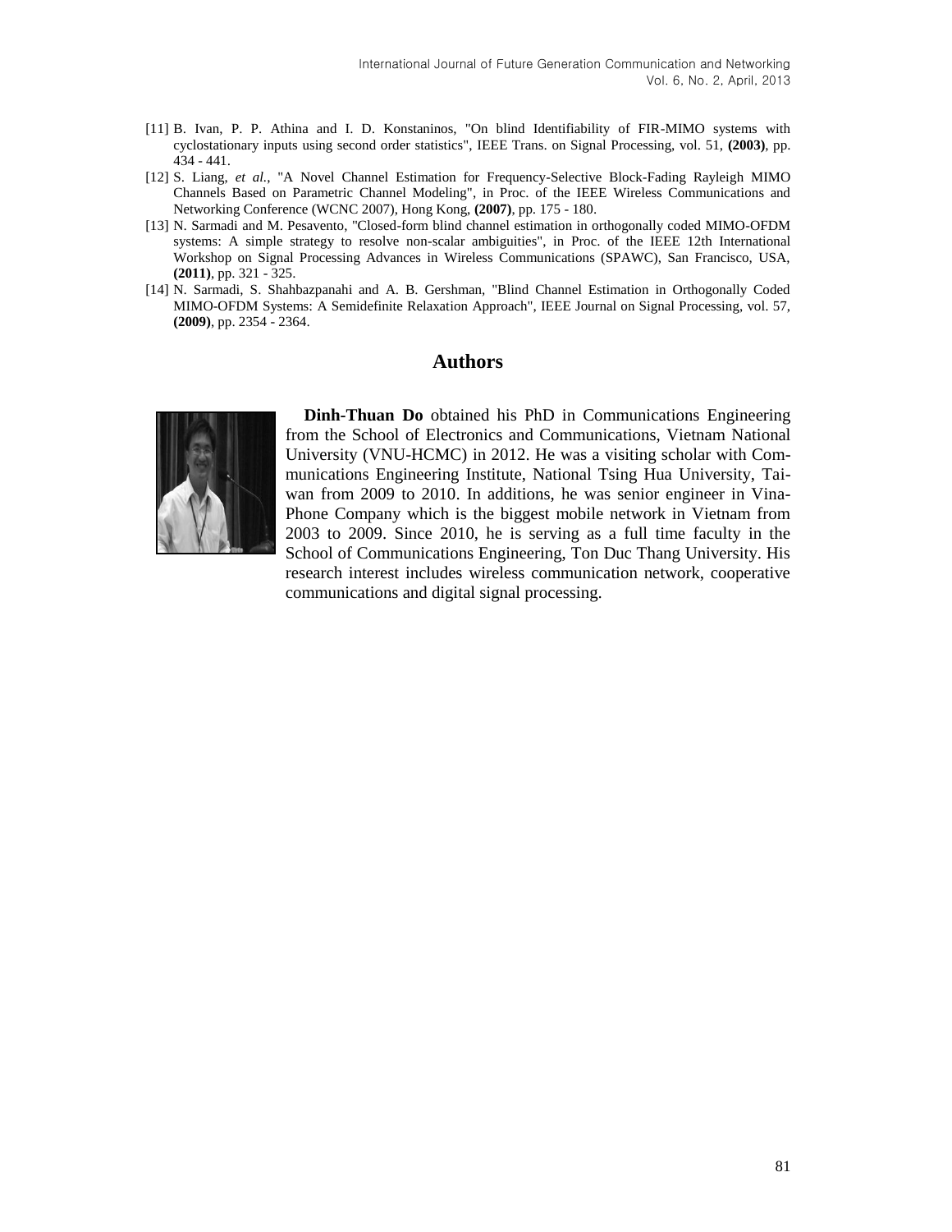[11] B. Ivan, P. P. Athina and I. D. Konstaninos, "On blind Identifiability of FIR-MIMO systems with cyclostationary inputs using second order statistics", IEEE Trans. on Signal Processing, vol. 51, **(2003)**, pp. 434 - 441.

[12] S. Liang, *et al.*, "A Novel Channel Estimation for Frequency-Selective Block-Fading Rayleigh MIMO Channels Based on Parametric Channel Modeling", in Proc. of the IEEE Wireless Communications and Networking Conference (WCNC 2007), Hong Kong, **(2007)**, pp. 175 - 180.

[13] N. Sarmadi and M. Pesavento, "Closed-form blind channel estimation in orthogonally coded MIMO-OFDM systems: A simple strategy to resolve non-scalar ambiguities", in Proc. of the IEEE 12th International Workshop on Signal Processing Advances in Wireless Communications (SPAWC), San Francisco, USA, **(2011)**, pp. 321 - 325.

[14] N. Sarmadi, S. Shahbazpanahi and A. B. Gershman, "Blind Channel Estimation in Orthogonally Coded MIMO-OFDM Systems: A Semidefinite Relaxation Approach", IEEE Journal on Signal Processing, vol. 57, **(2009)**, pp. 2354 - 2364.

## Authors

**Dinh-Thuan Do** obtained his PhD in Communications Engineering from the School of Electronics and Communications, Vietnam National University (VNU-HCMC) in 2012. He was a visiting scholar with Communications Engineering Institute, National Tsing Hua University, Taiwan from 2009 to 2010. In additions, he was senior engineer in Vina-Phone Company which is the biggest mobile network in Vietnam from 2003 to 2009. Since 2010, he is serving as a full time faculty in the School of Communications Engineering, Ton Duc Thang University. His research interest includes wireless communication network, cooperative communications and digital signal processing.